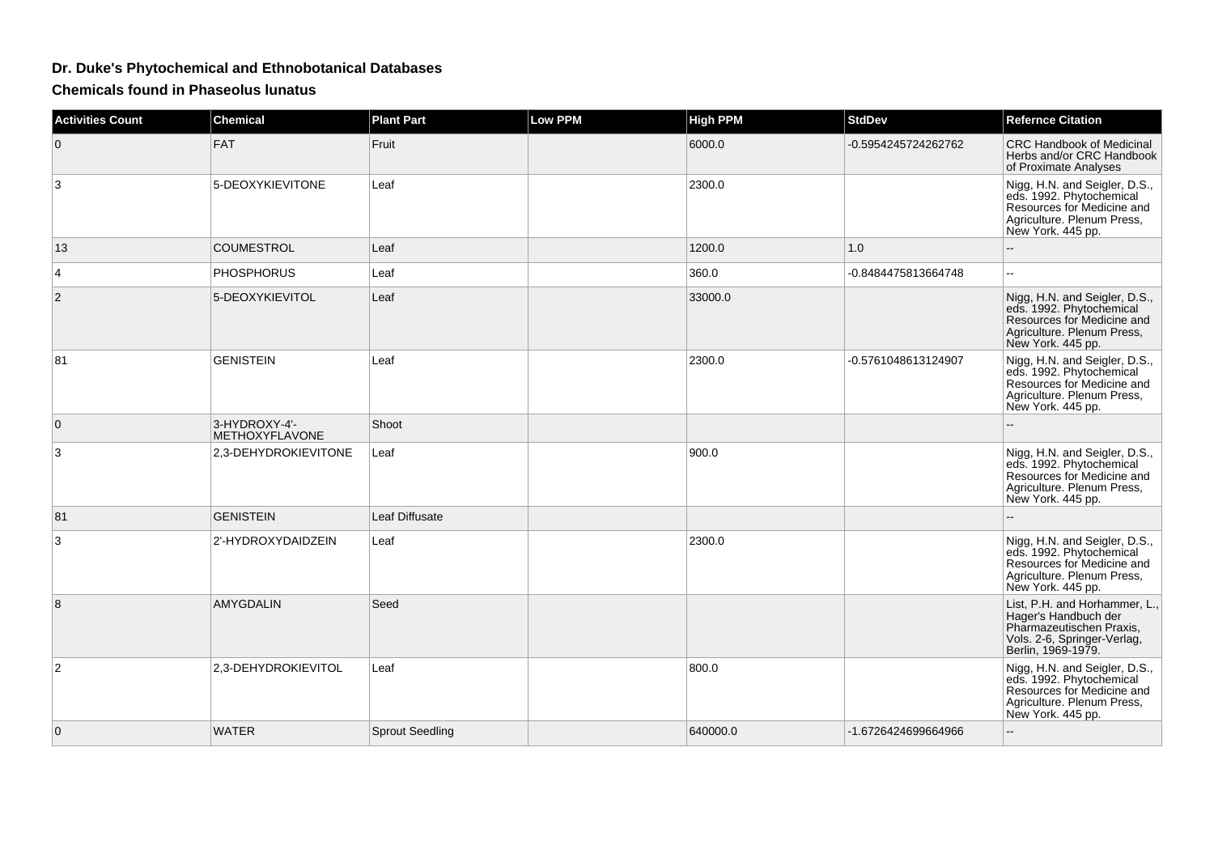# Dr. Duke's Phytochemical and Ethnobotanical Databases

## Chemicals found in Phaseolus lunatus

| Activities Count | Chemical | Plant Part | Low PPM | High PPM | StdDev | Refernce Citation |
|---|---|---|---|---|---|---|
| 0 | FAT | Fruit | | 6000.0 | -0.5954245724262762 | CRC Handbook of Medicinal Herbs and/or CRC Handbook of Proximate Analyses |
| 3 | 5-DEOXYKIEVITONE | Leaf | | 2300.0 | | Nigg, H.N. and Seigler, D.S., eds. 1992. Phytochemical Resources for Medicine and Agriculture. Plenum Press, New York. 445 pp. |
| 13 | COUMESTROL | Leaf | | 1200.0 | 1.0 | -- |
| 4 | PHOSPHORUS | Leaf | | 360.0 | -0.8484475813664748 | -- |
| 2 | 5-DEOXYKIEVITOL | Leaf | | 33000.0 | | Nigg, H.N. and Seigler, D.S., eds. 1992. Phytochemical Resources for Medicine and Agriculture. Plenum Press, New York. 445 pp. |
| 81 | GENISTEIN | Leaf | | 2300.0 | -0.5761048613124907 | Nigg, H.N. and Seigler, D.S., eds. 1992. Phytochemical Resources for Medicine and Agriculture. Plenum Press, New York. 445 pp. |
| 0 | 3-HYDROXY-4'-METHOXYFLAVONE | Shoot | | | | -- |
| 3 | 2,3-DEHYDROKIEVITONE | Leaf | | 900.0 | | Nigg, H.N. and Seigler, D.S., eds. 1992. Phytochemical Resources for Medicine and Agriculture. Plenum Press, New York. 445 pp. |
| 81 | GENISTEIN | Leaf Diffusate | | | | -- |
| 3 | 2'-HYDROXYDAIDZEIN | Leaf | | 2300.0 | | Nigg, H.N. and Seigler, D.S., eds. 1992. Phytochemical Resources for Medicine and Agriculture. Plenum Press, New York. 445 pp. |
| 8 | AMYGDALIN | Seed | | | | List, P.H. and Horhammer, L., Hager's Handbuch der Pharmazeutischen Praxis, Vols. 2-6, Springer-Verlag, Berlin, 1969-1979. |
| 2 | 2,3-DEHYDROKIEVITOL | Leaf | | 800.0 | | Nigg, H.N. and Seigler, D.S., eds. 1992. Phytochemical Resources for Medicine and Agriculture. Plenum Press, New York. 445 pp. |
| 0 | WATER | Sprout Seedling | | 640000.0 | -1.6726424699664966 | -- |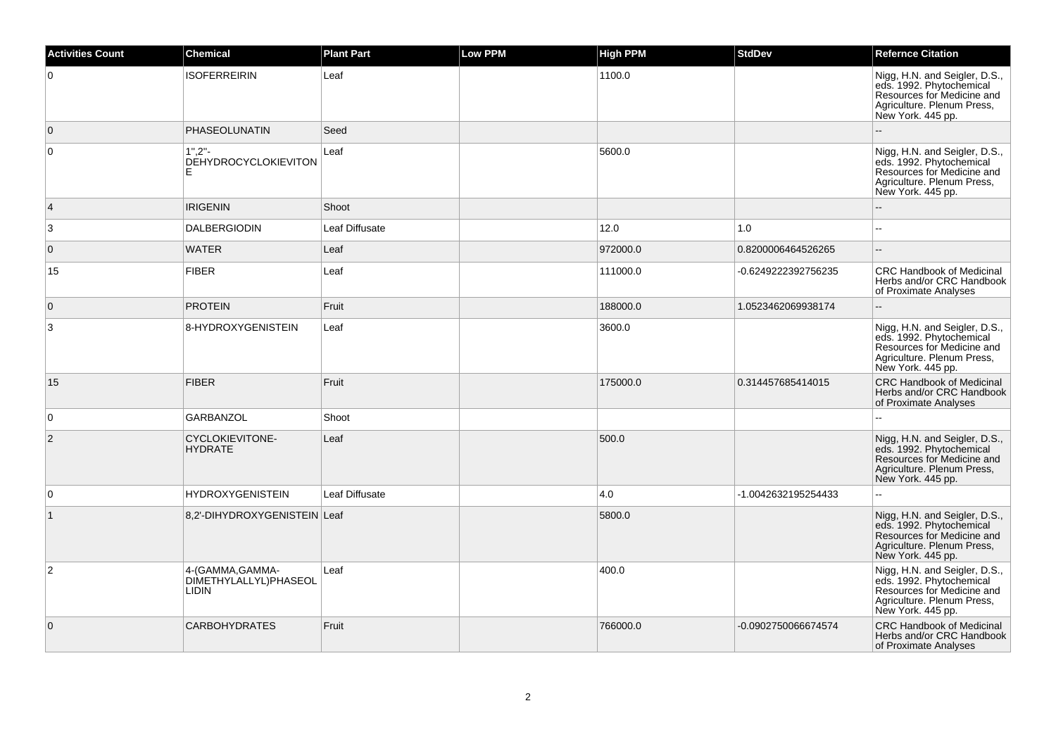| Activities Count | Chemical | Plant Part | Low PPM | High PPM | StdDev | Refernce Citation |
|---|---|---|---|---|---|---|
| 0 | ISOFERREIRIN | Leaf | | 1100.0 | | Nigg, H.N. and Seigler, D.S., eds. 1992. Phytochemical Resources for Medicine and Agriculture. Plenum Press, New York. 445 pp. |
| 0 | PHASEOLUNATIN | Seed | | | | -- |
| 0 | 1'',2''-DEHYDROCYCLOKIEVITONE | Leaf | | 5600.0 | | Nigg, H.N. and Seigler, D.S., eds. 1992. Phytochemical Resources for Medicine and Agriculture. Plenum Press, New York. 445 pp. |
| 4 | IRIGENIN | Shoot | | | | -- |
| 3 | DALBERGIODIN | Leaf Diffusate | | 12.0 | 1.0 | -- |
| 0 | WATER | Leaf | | 972000.0 | 0.8200006464526265 | -- |
| 15 | FIBER | Leaf | | 111000.0 | -0.6249222392756235 | CRC Handbook of Medicinal Herbs and/or CRC Handbook of Proximate Analyses |
| 0 | PROTEIN | Fruit | | 188000.0 | 1.0523462069938174 | -- |
| 3 | 8-HYDROXYGENISTEIN | Leaf | | 3600.0 | | Nigg, H.N. and Seigler, D.S., eds. 1992. Phytochemical Resources for Medicine and Agriculture. Plenum Press, New York. 445 pp. |
| 15 | FIBER | Fruit | | 175000.0 | 0.314457685414015 | CRC Handbook of Medicinal Herbs and/or CRC Handbook of Proximate Analyses |
| 0 | GARBANZOL | Shoot | | | | -- |
| 2 | CYCLOKIEVITONE-HYDRATE | Leaf | | 500.0 | | Nigg, H.N. and Seigler, D.S., eds. 1992. Phytochemical Resources for Medicine and Agriculture. Plenum Press, New York. 445 pp. |
| 0 | HYDROXYGENISTEIN | Leaf Diffusate | | 4.0 | -1.0042632195254433 | -- |
| 1 | 8,2'-DIHYDROXYGENISTEIN | Leaf | | 5800.0 | | Nigg, H.N. and Seigler, D.S., eds. 1992. Phytochemical Resources for Medicine and Agriculture. Plenum Press, New York. 445 pp. |
| 2 | 4-(GAMMA,GAMMA-DIMETHYLALLYL)PHASEOLLIDIN | Leaf | | 400.0 | | Nigg, H.N. and Seigler, D.S., eds. 1992. Phytochemical Resources for Medicine and Agriculture. Plenum Press, New York. 445 pp. |
| 0 | CARBOHYDRATES | Fruit | | 766000.0 | -0.0902750066674574 | CRC Handbook of Medicinal Herbs and/or CRC Handbook of Proximate Analyses |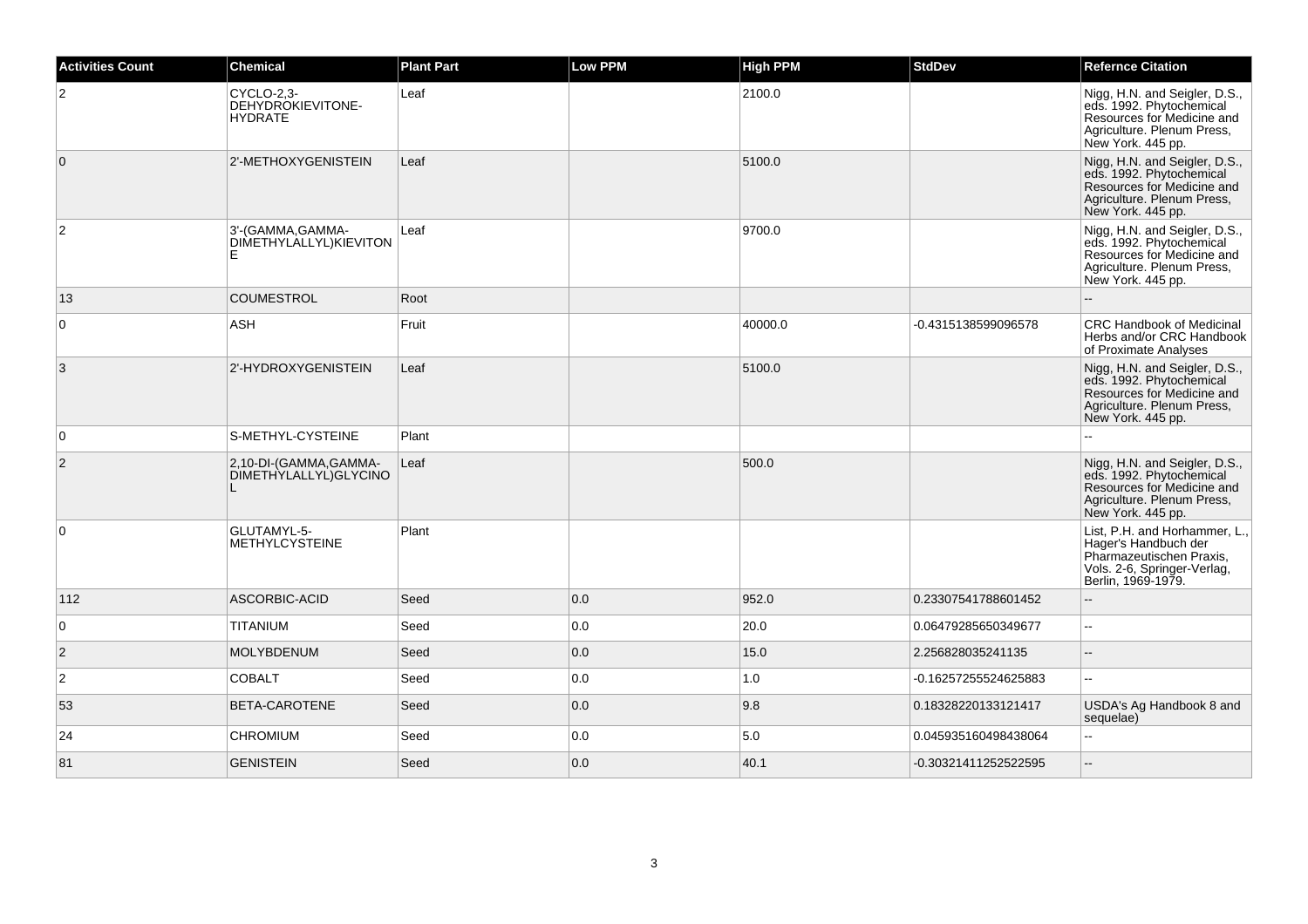| Activities Count | Chemical | Plant Part | Low PPM | High PPM | StdDev | Refernce Citation |
| --- | --- | --- | --- | --- | --- | --- |
| 2 | CYCLO-2,3-DEHYDROKIEVITONE-HYDRATE | Leaf | | 2100.0 | | Nigg, H.N. and Seigler, D.S., eds. 1992. Phytochemical Resources for Medicine and Agriculture. Plenum Press, New York. 445 pp. |
| 0 | 2'-METHOXYGENISTEIN | Leaf | | 5100.0 | | Nigg, H.N. and Seigler, D.S., eds. 1992. Phytochemical Resources for Medicine and Agriculture. Plenum Press, New York. 445 pp. |
| 2 | 3'-(GAMMA,GAMMA-DIMETHYLALLYL)KIEVITONE | Leaf | | 9700.0 | | Nigg, H.N. and Seigler, D.S., eds. 1992. Phytochemical Resources for Medicine and Agriculture. Plenum Press, New York. 445 pp. |
| 13 | COUMESTROL | Root | | | | -- |
| 0 | ASH | Fruit | | 40000.0 | -0.4315138599096578 | CRC Handbook of Medicinal Herbs and/or CRC Handbook of Proximate Analyses |
| 3 | 2'-HYDROXYGENISTEIN | Leaf | | 5100.0 | | Nigg, H.N. and Seigler, D.S., eds. 1992. Phytochemical Resources for Medicine and Agriculture. Plenum Press, New York. 445 pp. |
| 0 | S-METHYL-CYSTEINE | Plant | | | | -- |
| 2 | 2,10-DI-(GAMMA,GAMMA-DIMETHYLALLYL)GLYCINOL | Leaf | | 500.0 | | Nigg, H.N. and Seigler, D.S., eds. 1992. Phytochemical Resources for Medicine and Agriculture. Plenum Press, New York. 445 pp. |
| 0 | GLUTAMYL-5-METHYLCYSTEINE | Plant | | | | List, P.H. and Horhammer, L., Hager's Handbuch der Pharmazeutischen Praxis, Vols. 2-6, Springer-Verlag, Berlin, 1969-1979. |
| 112 | ASCORBIC-ACID | Seed | 0.0 | 952.0 | 0.23307541788601452 | -- |
| 0 | TITANIUM | Seed | 0.0 | 20.0 | 0.06479285650349677 | -- |
| 2 | MOLYBDENUM | Seed | 0.0 | 15.0 | 2.256828035241135 | -- |
| 2 | COBALT | Seed | 0.0 | 1.0 | -0.16257255524625883 | -- |
| 53 | BETA-CAROTENE | Seed | 0.0 | 9.8 | 0.18328220133121417 | USDA's Ag Handbook 8 and sequelae) |
| 24 | CHROMIUM | Seed | 0.0 | 5.0 | 0.045935160498438064 | -- |
| 81 | GENISTEIN | Seed | 0.0 | 40.1 | -0.30321411252522595 | -- |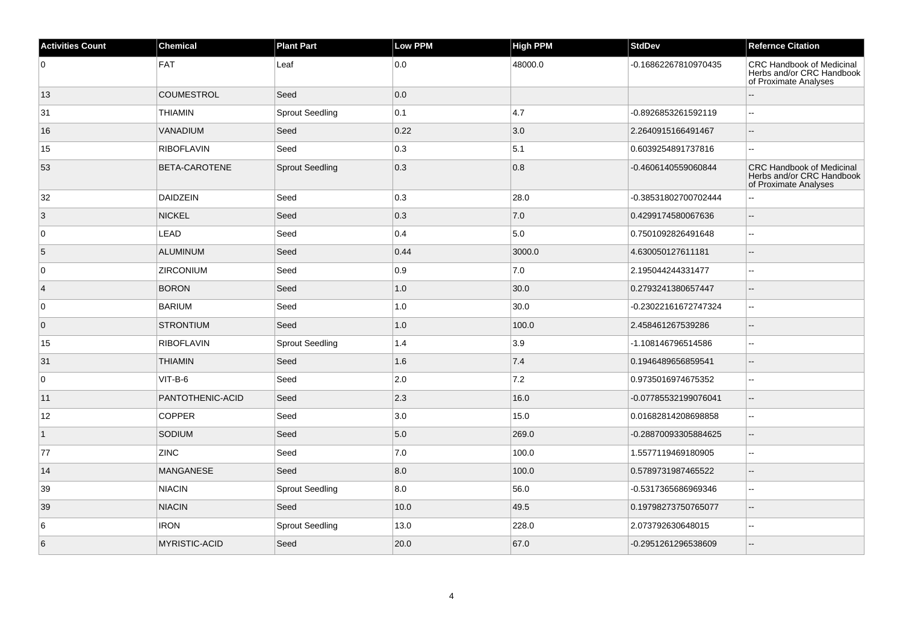| Activities Count | Chemical | Plant Part | Low PPM | High PPM | StdDev | Refernce Citation |
|---|---|---|---|---|---|---|
| 0 | FAT | Leaf | 0.0 | 48000.0 | -0.16862267810970435 | CRC Handbook of Medicinal Herbs and/or CRC Handbook of Proximate Analyses |
| 13 | COUMESTROL | Seed | 0.0 | | | -- |
| 31 | THIAMIN | Sprout Seedling | 0.1 | 4.7 | -0.8926853261592119 | -- |
| 16 | VANADIUM | Seed | 0.22 | 3.0 | 2.2640915166491467 | -- |
| 15 | RIBOFLAVIN | Seed | 0.3 | 5.1 | 0.6039254891737816 | -- |
| 53 | BETA-CAROTENE | Sprout Seedling | 0.3 | 0.8 | -0.4606140559060844 | CRC Handbook of Medicinal Herbs and/or CRC Handbook of Proximate Analyses |
| 32 | DAIDZEIN | Seed | 0.3 | 28.0 | -0.38531802700702444 | -- |
| 3 | NICKEL | Seed | 0.3 | 7.0 | 0.4299174580067636 | -- |
| 0 | LEAD | Seed | 0.4 | 5.0 | 0.7501092826491648 | -- |
| 5 | ALUMINUM | Seed | 0.44 | 3000.0 | 4.630050127611181 | -- |
| 0 | ZIRCONIUM | Seed | 0.9 | 7.0 | 2.195044244331477 | -- |
| 4 | BORON | Seed | 1.0 | 30.0 | 0.2793241380657447 | -- |
| 0 | BARIUM | Seed | 1.0 | 30.0 | -0.23022161672747324 | -- |
| 0 | STRONTIUM | Seed | 1.0 | 100.0 | 2.458461267539286 | -- |
| 15 | RIBOFLAVIN | Sprout Seedling | 1.4 | 3.9 | -1.108146796514586 | -- |
| 31 | THIAMIN | Seed | 1.6 | 7.4 | 0.1946489656859541 | -- |
| 0 | VIT-B-6 | Seed | 2.0 | 7.2 | 0.9735016974675352 | -- |
| 11 | PANTOTHENIC-ACID | Seed | 2.3 | 16.0 | -0.07785532199076041 | -- |
| 12 | COPPER | Seed | 3.0 | 15.0 | 0.01682814208698858 | -- |
| 1 | SODIUM | Seed | 5.0 | 269.0 | -0.28870093305884625 | -- |
| 77 | ZINC | Seed | 7.0 | 100.0 | 1.5577119469180905 | -- |
| 14 | MANGANESE | Seed | 8.0 | 100.0 | 0.5789731987465522 | -- |
| 39 | NIACIN | Sprout Seedling | 8.0 | 56.0 | -0.5317365686969346 | -- |
| 39 | NIACIN | Seed | 10.0 | 49.5 | 0.19798273750765077 | -- |
| 6 | IRON | Sprout Seedling | 13.0 | 228.0 | 2.073792630648015 | -- |
| 6 | MYRISTIC-ACID | Seed | 20.0 | 67.0 | -0.2951261296538609 | -- |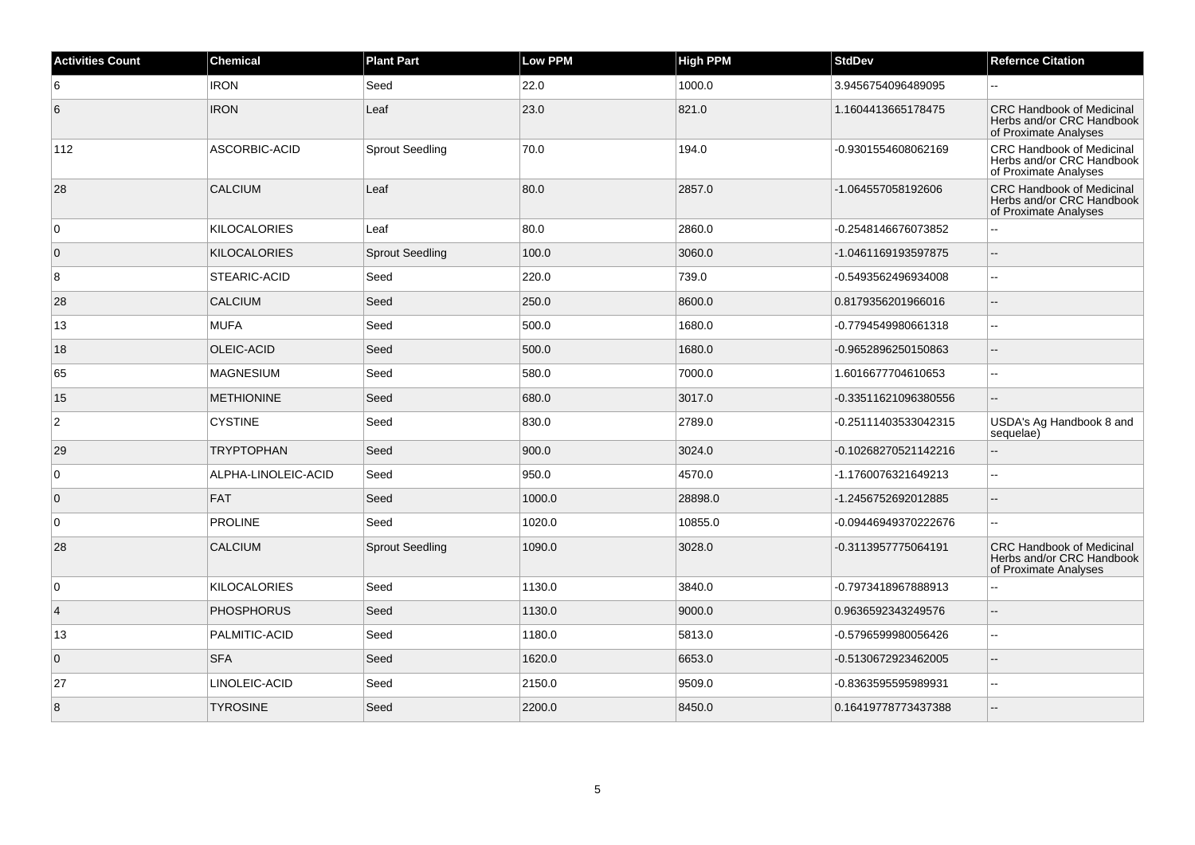| Activities Count | Chemical | Plant Part | Low PPM | High PPM | StdDev | Refernce Citation |
| --- | --- | --- | --- | --- | --- | --- |
| 6 | IRON | Seed | 22.0 | 1000.0 | 3.9456754096489095 | -- |
| 6 | IRON | Leaf | 23.0 | 821.0 | 1.1604413665178475 | CRC Handbook of Medicinal Herbs and/or CRC Handbook of Proximate Analyses |
| 112 | ASCORBIC-ACID | Sprout Seedling | 70.0 | 194.0 | -0.9301554608062169 | CRC Handbook of Medicinal Herbs and/or CRC Handbook of Proximate Analyses |
| 28 | CALCIUM | Leaf | 80.0 | 2857.0 | -1.064557058192606 | CRC Handbook of Medicinal Herbs and/or CRC Handbook of Proximate Analyses |
| 0 | KILOCALORIES | Leaf | 80.0 | 2860.0 | -0.2548146676073852 | -- |
| 0 | KILOCALORIES | Sprout Seedling | 100.0 | 3060.0 | -1.0461169193597875 | -- |
| 8 | STEARIC-ACID | Seed | 220.0 | 739.0 | -0.5493562496934008 | -- |
| 28 | CALCIUM | Seed | 250.0 | 8600.0 | 0.8179356201966016 | -- |
| 13 | MUFA | Seed | 500.0 | 1680.0 | -0.7794549980661318 | -- |
| 18 | OLEIC-ACID | Seed | 500.0 | 1680.0 | -0.9652896250150863 | -- |
| 65 | MAGNESIUM | Seed | 580.0 | 7000.0 | 1.6016677704610653 | -- |
| 15 | METHIONINE | Seed | 680.0 | 3017.0 | -0.33511621096380556 | -- |
| 2 | CYSTINE | Seed | 830.0 | 2789.0 | -0.25111403533042315 | USDA's Ag Handbook 8 and sequelae) |
| 29 | TRYPTOPHAN | Seed | 900.0 | 3024.0 | -0.10268270521142216 | -- |
| 0 | ALPHA-LINOLEIC-ACID | Seed | 950.0 | 4570.0 | -1.1760076321649213 | -- |
| 0 | FAT | Seed | 1000.0 | 28898.0 | -1.2456752692012885 | -- |
| 0 | PROLINE | Seed | 1020.0 | 10855.0 | -0.09446949370222676 | -- |
| 28 | CALCIUM | Sprout Seedling | 1090.0 | 3028.0 | -0.3113957775064191 | CRC Handbook of Medicinal Herbs and/or CRC Handbook of Proximate Analyses |
| 0 | KILOCALORIES | Seed | 1130.0 | 3840.0 | -0.7973418967888913 | -- |
| 4 | PHOSPHORUS | Seed | 1130.0 | 9000.0 | 0.9636592343249576 | -- |
| 13 | PALMITIC-ACID | Seed | 1180.0 | 5813.0 | -0.5796599980056426 | -- |
| 0 | SFA | Seed | 1620.0 | 6653.0 | -0.5130672923462005 | -- |
| 27 | LINOLEIC-ACID | Seed | 2150.0 | 9509.0 | -0.8363595595989931 | -- |
| 8 | TYROSINE | Seed | 2200.0 | 8450.0 | 0.16419778773437388 | -- |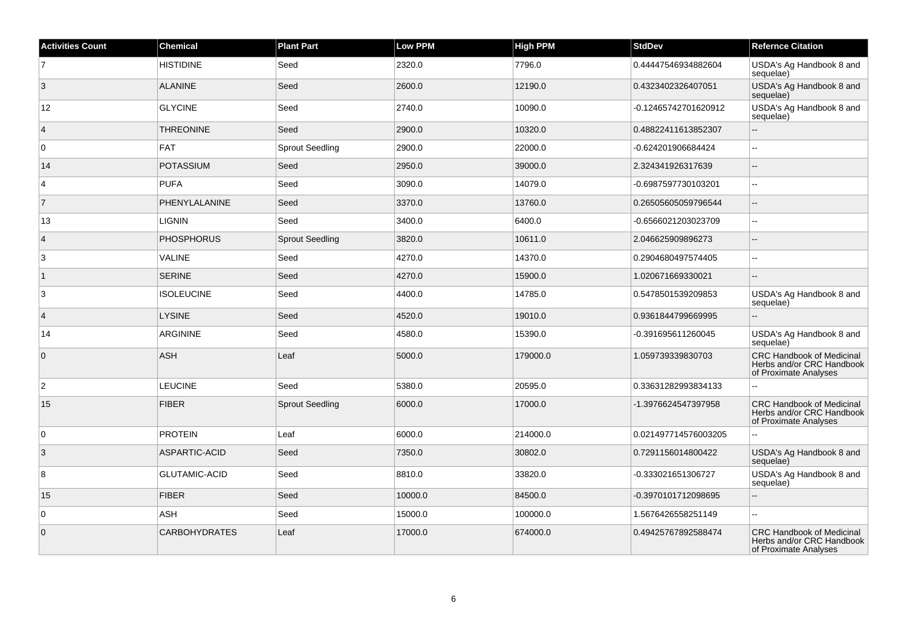| Activities Count | Chemical | Plant Part | Low PPM | High PPM | StdDev | Refernce Citation |
|---|---|---|---|---|---|---|
| 7 | HISTIDINE | Seed | 2320.0 | 7796.0 | 0.44447546934882604 | USDA's Ag Handbook 8 and sequelae) |
| 3 | ALANINE | Seed | 2600.0 | 12190.0 | 0.4323402326407051 | USDA's Ag Handbook 8 and sequelae) |
| 12 | GLYCINE | Seed | 2740.0 | 10090.0 | -0.12465742701620912 | USDA's Ag Handbook 8 and sequelae) |
| 4 | THREONINE | Seed | 2900.0 | 10320.0 | 0.48822411613852307 | -- |
| 0 | FAT | Sprout Seedling | 2900.0 | 22000.0 | -0.624201906684424 | -- |
| 14 | POTASSIUM | Seed | 2950.0 | 39000.0 | 2.324341926317639 | -- |
| 4 | PUFA | Seed | 3090.0 | 14079.0 | -0.6987597730103201 | -- |
| 7 | PHENYLALANINE | Seed | 3370.0 | 13760.0 | 0.26505605059796544 | -- |
| 13 | LIGNIN | Seed | 3400.0 | 6400.0 | -0.6566021203023709 | -- |
| 4 | PHOSPHORUS | Sprout Seedling | 3820.0 | 10611.0 | 2.046625909896273 | -- |
| 3 | VALINE | Seed | 4270.0 | 14370.0 | 0.2904680497574405 | -- |
| 1 | SERINE | Seed | 4270.0 | 15900.0 | 1.020671669330021 | -- |
| 3 | ISOLEUCINE | Seed | 4400.0 | 14785.0 | 0.5478501539209853 | USDA's Ag Handbook 8 and sequelae) |
| 4 | LYSINE | Seed | 4520.0 | 19010.0 | 0.9361844799669995 | -- |
| 14 | ARGININE | Seed | 4580.0 | 15390.0 | -0.391695611260045 | USDA's Ag Handbook 8 and sequelae) |
| 0 | ASH | Leaf | 5000.0 | 179000.0 | 1.059739339830703 | CRC Handbook of Medicinal Herbs and/or CRC Handbook of Proximate Analyses |
| 2 | LEUCINE | Seed | 5380.0 | 20595.0 | 0.33631282993834133 | -- |
| 15 | FIBER | Sprout Seedling | 6000.0 | 17000.0 | -1.3976624547397958 | CRC Handbook of Medicinal Herbs and/or CRC Handbook of Proximate Analyses |
| 0 | PROTEIN | Leaf | 6000.0 | 214000.0 | 0.021497714576003205 | -- |
| 3 | ASPARTIC-ACID | Seed | 7350.0 | 30802.0 | 0.7291156014800422 | USDA's Ag Handbook 8 and sequelae) |
| 8 | GLUTAMIC-ACID | Seed | 8810.0 | 33820.0 | -0.333021651306727 | USDA's Ag Handbook 8 and sequelae) |
| 15 | FIBER | Seed | 10000.0 | 84500.0 | -0.3970101712098695 | -- |
| 0 | ASH | Seed | 15000.0 | 100000.0 | 1.5676426558251149 | -- |
| 0 | CARBOHYDRATES | Leaf | 17000.0 | 674000.0 | 0.49425767892588474 | CRC Handbook of Medicinal Herbs and/or CRC Handbook of Proximate Analyses |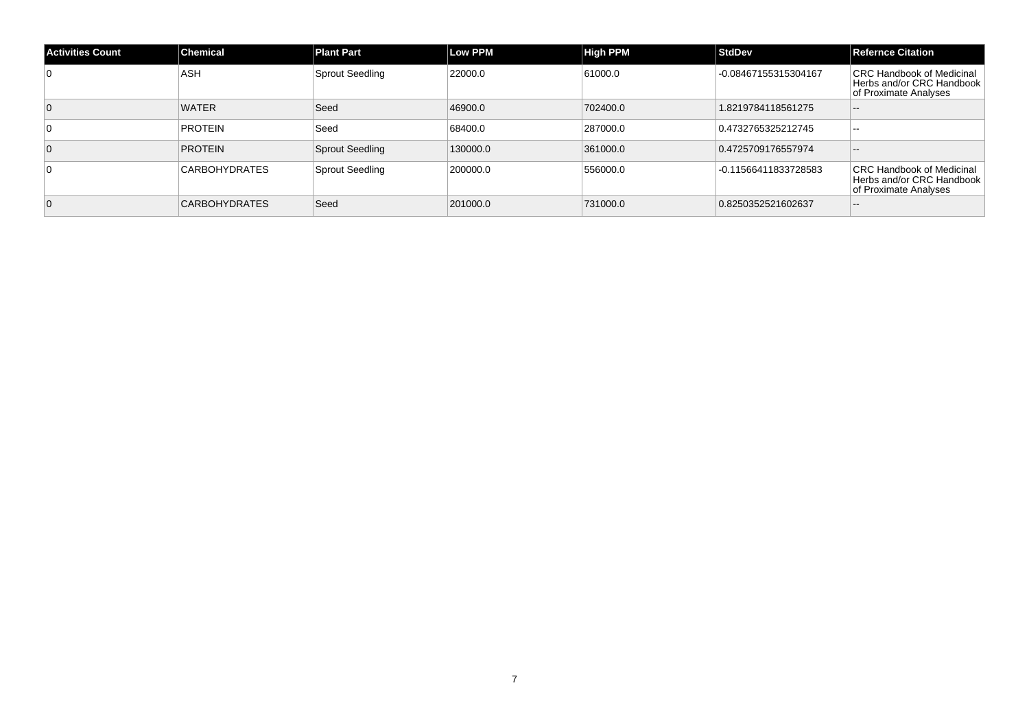| Activities Count | Chemical | Plant Part | Low PPM | High PPM | StdDev | Refernce Citation |
| --- | --- | --- | --- | --- | --- | --- |
| 0 | ASH | Sprout Seedling | 22000.0 | 61000.0 | -0.08467155315304167 | CRC Handbook of Medicinal Herbs and/or CRC Handbook of Proximate Analyses |
| 0 | WATER | Seed | 46900.0 | 702400.0 | 1.8219784118561275 | -- |
| 0 | PROTEIN | Seed | 68400.0 | 287000.0 | 0.4732765325212745 | -- |
| 0 | PROTEIN | Sprout Seedling | 130000.0 | 361000.0 | 0.4725709176557974 | -- |
| 0 | CARBOHYDRATES | Sprout Seedling | 200000.0 | 556000.0 | -0.11566411833728583 | CRC Handbook of Medicinal Herbs and/or CRC Handbook of Proximate Analyses |
| 0 | CARBOHYDRATES | Seed | 201000.0 | 731000.0 | 0.8250352521602637 | -- |